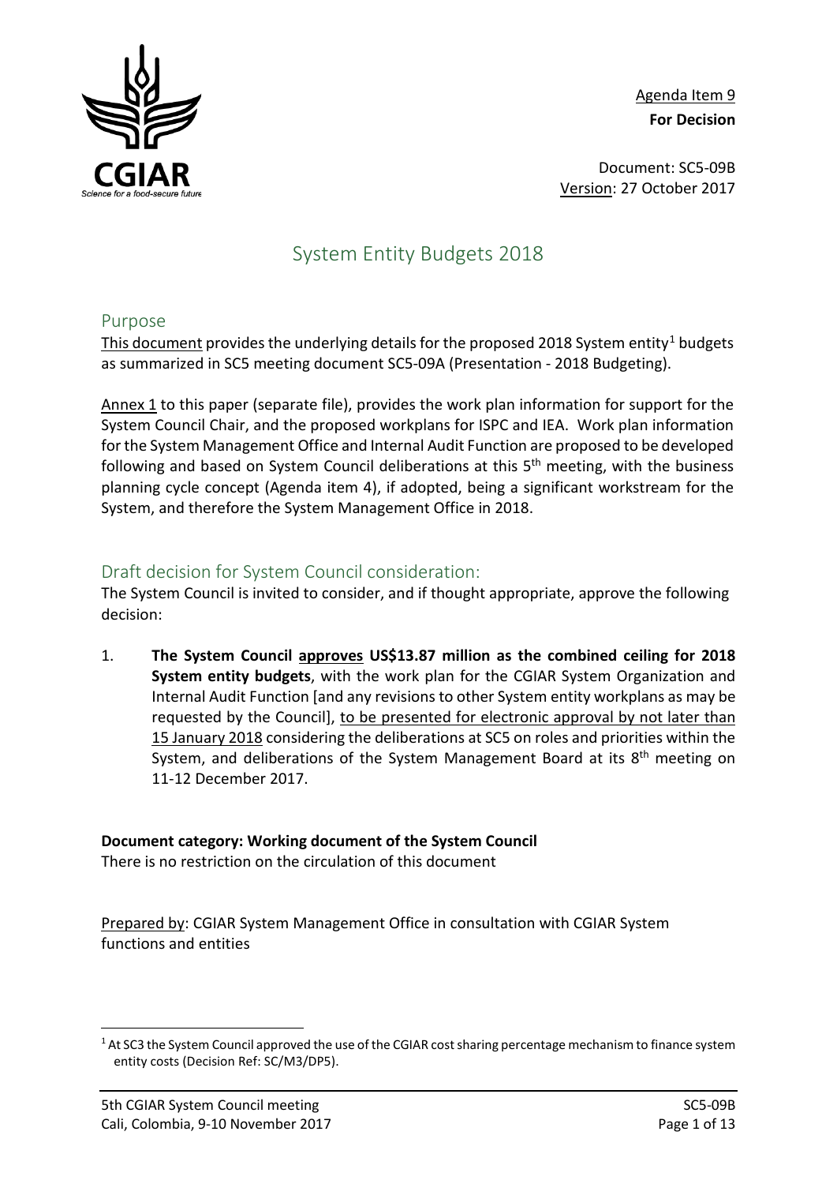Agenda Item 9
**For Decision**

Document: SC5-09B
Version: 27 October 2017

# System Entity Budgets 2018

## Purpose

This document provides the underlying details for the proposed 2018 System entity[1] budgets as summarized in SC5 meeting document SC5-09A (Presentation - 2018 Budgeting).

Annex 1 to this paper (separate file), provides the work plan information for support for the System Council Chair, and the proposed workplans for ISPC and IEA. Work plan information for the System Management Office and Internal Audit Function are proposed to be developed following and based on System Council deliberations at this 5th meeting, with the business planning cycle concept (Agenda item 4), if adopted, being a significant workstream for the System, and therefore the System Management Office in 2018.

## Draft decision for System Council consideration:

The System Council is invited to consider, and if thought appropriate, approve the following decision:

1. **The System Council approves US$13.87 million as the combined ceiling for 2018 System entity budgets**, with the work plan for the CGIAR System Organization and Internal Audit Function [and any revisions to other System entity workplans as may be requested by the Council], to be presented for electronic approval by not later than 15 January 2018 considering the deliberations at SC5 on roles and priorities within the System, and deliberations of the System Management Board at its 8th meeting on 11-12 December 2017.

**Document category: Working document of the System Council**
There is no restriction on the circulation of this document

Prepared by: CGIAR System Management Office in consultation with CGIAR System functions and entities

[1] At SC3 the System Council approved the use of the CGIAR cost sharing percentage mechanism to finance system entity costs (Decision Ref: SC/M3/DP5).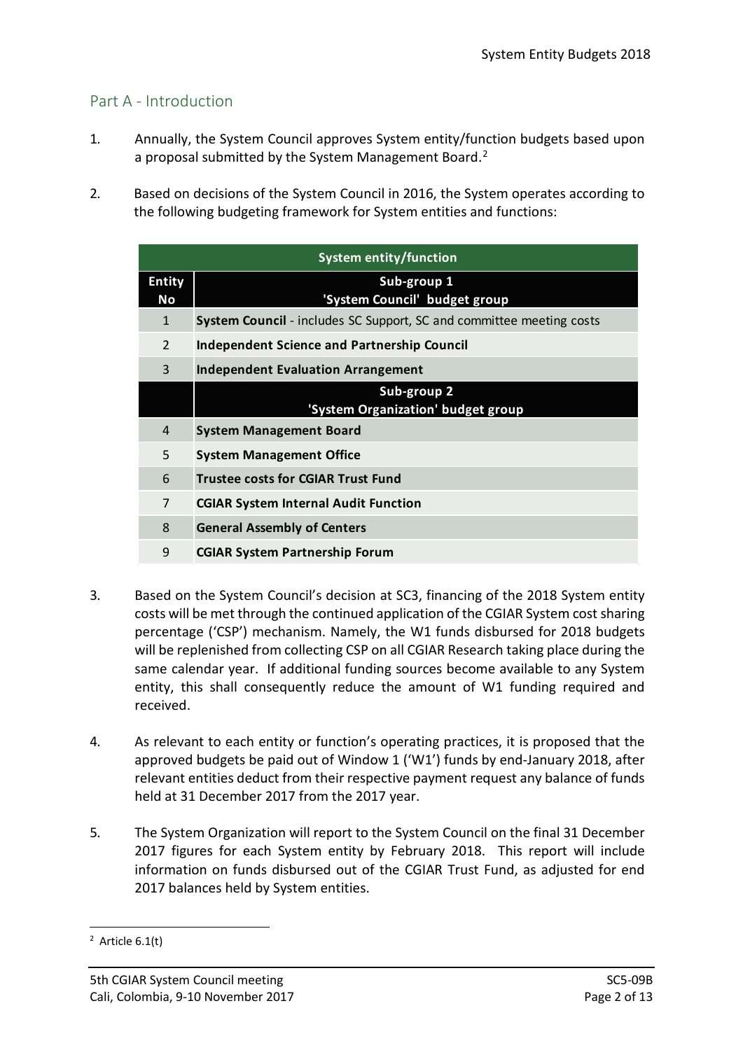## Part A - Introduction

1. Annually, the System Council approves System entity/function budgets based upon a proposal submitted by the System Management Board.[2]

2. Based on decisions of the System Council in 2016, the System operates according to the following budgeting framework for System entities and functions:

| System entity/function | |
|---|---|
| **Entity No** | **Sub-group 1 'System Council' budget group** |
| 1 | **System Council** - includes SC Support, SC and committee meeting costs |
| 2 | **Independent Science and Partnership Council** |
| 3 | **Independent Evaluation Arrangement** |
| | **Sub-group 2 'System Organization' budget group** |
| 4 | **System Management Board** |
| 5 | **System Management Office** |
| 6 | **Trustee costs for CGIAR Trust Fund** |
| 7 | **CGIAR System Internal Audit Function** |
| 8 | **General Assembly of Centers** |
| 9 | **CGIAR System Partnership Forum** |

3. Based on the System Council's decision at SC3, financing of the 2018 System entity costs will be met through the continued application of the CGIAR System cost sharing percentage ('CSP') mechanism. Namely, the W1 funds disbursed for 2018 budgets will be replenished from collecting CSP on all CGIAR Research taking place during the same calendar year. If additional funding sources become available to any System entity, this shall consequently reduce the amount of W1 funding required and received.

4. As relevant to each entity or function's operating practices, it is proposed that the approved budgets be paid out of Window 1 ('W1') funds by end-January 2018, after relevant entities deduct from their respective payment request any balance of funds held at 31 December 2017 from the 2017 year.

5. The System Organization will report to the System Council on the final 31 December 2017 figures for each System entity by February 2018. This report will include information on funds disbursed out of the CGIAR Trust Fund, as adjusted for end 2017 balances held by System entities.

[2] Article 6.1(t)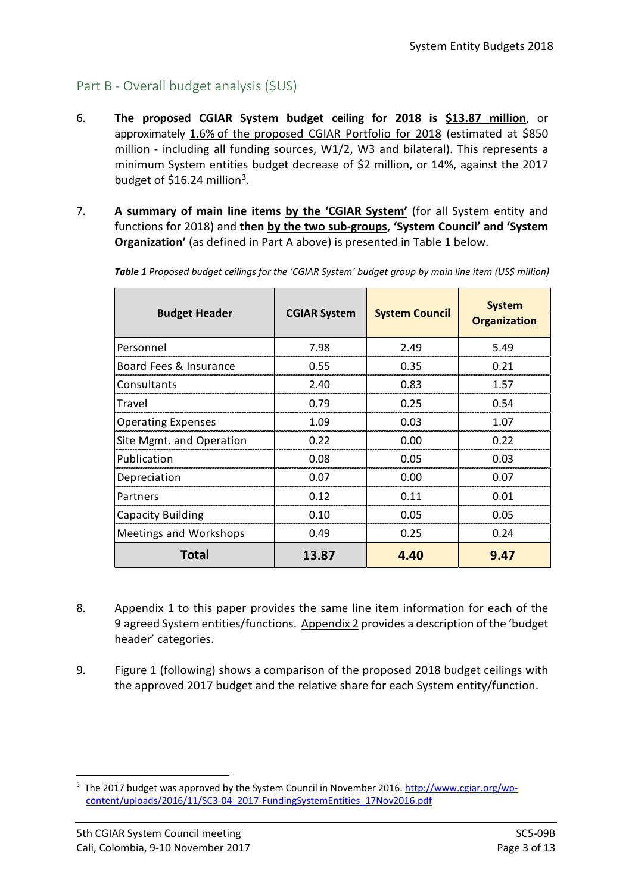## Part B - Overall budget analysis ($US)

6. **The proposed CGIAR System budget ceiling for 2018 is $13.87 million**, or approximately 1.6% of the proposed CGIAR Portfolio for 2018 (estimated at $850 million - including all funding sources, W1/2, W3 and bilateral). This represents a minimum System entities budget decrease of $2 million, or 14%, against the 2017 budget of $16.24 million[3].

7. **A summary of main line items by the 'CGIAR System'** (for all System entity and functions for 2018) and **then by the two sub-groups, 'System Council' and 'System Organization'** (as defined in Part A above) is presented in Table 1 below.

***Table 1*** *Proposed budget ceilings for the 'CGIAR System' budget group by main line item (US$ million)*

| Budget Header | CGIAR System | System Council | System Organization |
|---|---|---|---|
| Personnel | 7.98 | 2.49 | 5.49 |
| Board Fees & Insurance | 0.55 | 0.35 | 0.21 |
| Consultants | 2.40 | 0.83 | 1.57 |
| Travel | 0.79 | 0.25 | 0.54 |
| Operating Expenses | 1.09 | 0.03 | 1.07 |
| Site Mgmt. and Operation | 0.22 | 0.00 | 0.22 |
| Publication | 0.08 | 0.05 | 0.03 |
| Depreciation | 0.07 | 0.00 | 0.07 |
| Partners | 0.12 | 0.11 | 0.01 |
| Capacity Building | 0.10 | 0.05 | 0.05 |
| Meetings and Workshops | 0.49 | 0.25 | 0.24 |
| **Total** | **13.87** | **4.40** | **9.47** |

8. Appendix 1 to this paper provides the same line item information for each of the 9 agreed System entities/functions. Appendix 2 provides a description of the 'budget header' categories.

9. Figure 1 (following) shows a comparison of the proposed 2018 budget ceilings with the approved 2017 budget and the relative share for each System entity/function.

---

[3] The 2017 budget was approved by the System Council in November 2016. http://www.cgiar.org/wp-content/uploads/2016/11/SC3-04_2017-FundingSystemEntities_17Nov2016.pdf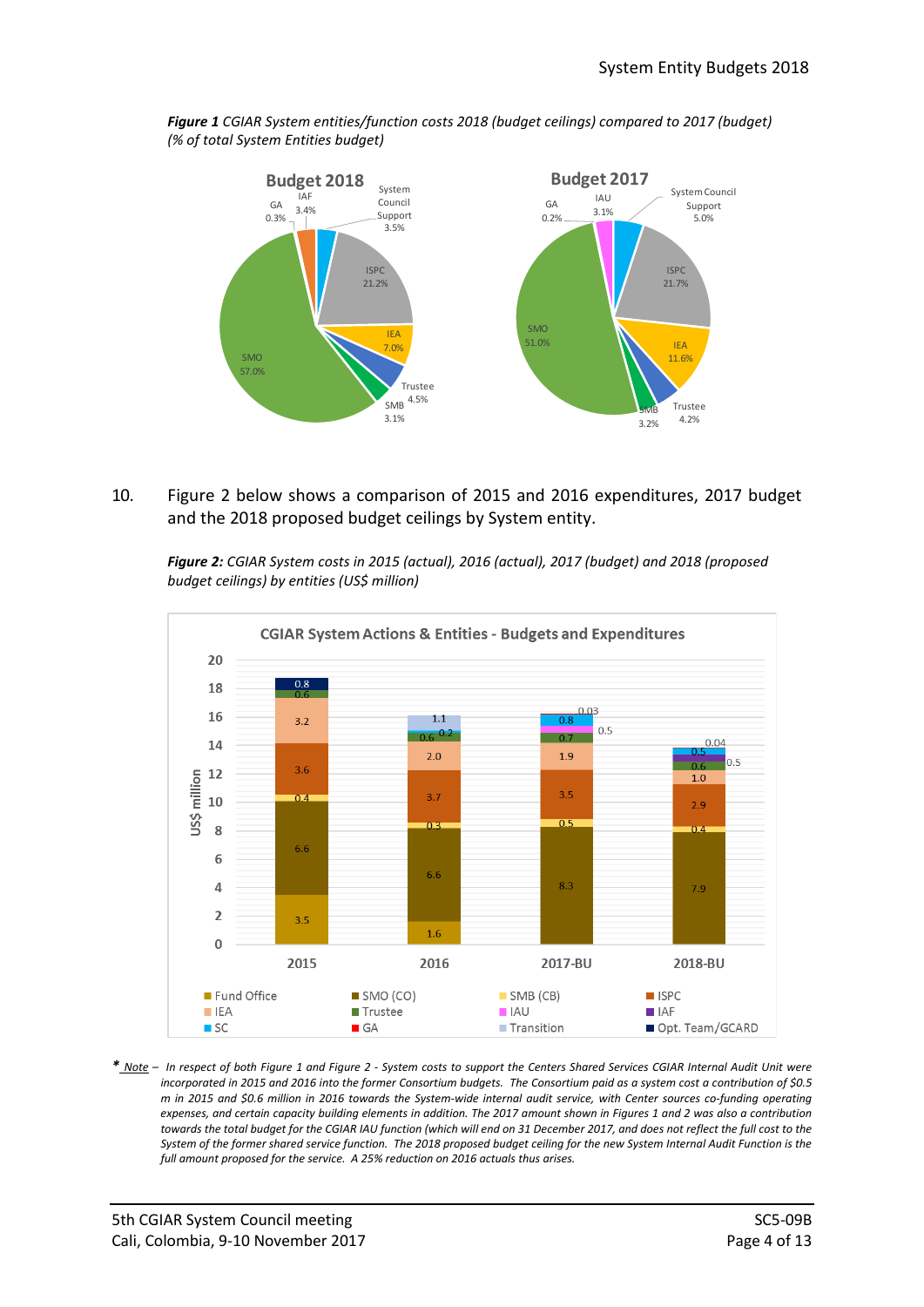***Figure 1*** *CGIAR System entities/function costs 2018 (budget ceilings) compared to 2017 (budget) (% of total System Entities budget)*

10. Figure 2 below shows a comparison of 2015 and 2016 expenditures, 2017 budget and the 2018 proposed budget ceilings by System entity.

***Figure 2:*** *CGIAR System costs in 2015 (actual), 2016 (actual), 2017 (budget) and 2018 (proposed budget ceilings) by entities (US$ million)*

***** *Note – In respect of both Figure 1 and Figure 2 - System costs to support the Centers Shared Services CGIAR Internal Audit Unit were incorporated in 2015 and 2016 into the former Consortium budgets. The Consortium paid as a system cost a contribution of $0.5 m in 2015 and $0.6 million in 2016 towards the System-wide internal audit service, with Center sources co-funding operating expenses, and certain capacity building elements in addition. The 2017 amount shown in Figures 1 and 2 was also a contribution towards the total budget for the CGIAR IAU function (which will end on 31 December 2017, and does not reflect the full cost to the System of the former shared service function. The 2018 proposed budget ceiling for the new System Internal Audit Function is the full amount proposed for the service. A 25% reduction on 2016 actuals thus arises.*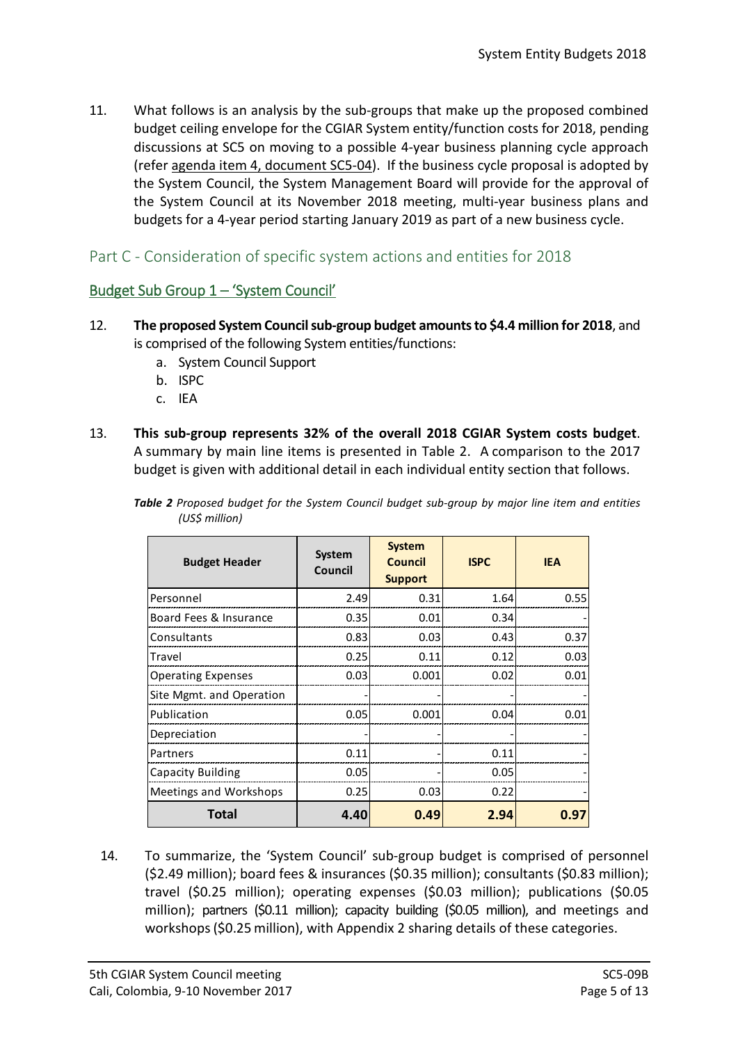11. What follows is an analysis by the sub-groups that make up the proposed combined budget ceiling envelope for the CGIAR System entity/function costs for 2018, pending discussions at SC5 on moving to a possible 4-year business planning cycle approach (refer agenda item 4, document SC5-04). If the business cycle proposal is adopted by the System Council, the System Management Board will provide for the approval of the System Council at its November 2018 meeting, multi-year business plans and budgets for a 4-year period starting January 2019 as part of a new business cycle.

## Part C - Consideration of specific system actions and entities for 2018

### Budget Sub Group 1 – 'System Council'

12. **The proposed System Council sub-group budget amounts to $4.4 million for 2018**, and is comprised of the following System entities/functions:
    a. System Council Support
    b. ISPC
    c. IEA

13. **This sub-group represents 32% of the overall 2018 CGIAR System costs budget**. A summary by main line items is presented in Table 2. A comparison to the 2017 budget is given with additional detail in each individual entity section that follows.

***Table 2*** *Proposed budget for the System Council budget sub-group by major line item and entities (US$ million)*

| Budget Header | System Council | System Council Support | ISPC | IEA |
|---|---|---|---|---|
| Personnel | 2.49 | 0.31 | 1.64 | 0.55 |
| Board Fees & Insurance | 0.35 | 0.01 | 0.34 | - |
| Consultants | 0.83 | 0.03 | 0.43 | 0.37 |
| Travel | 0.25 | 0.11 | 0.12 | 0.03 |
| Operating Expenses | 0.03 | 0.001 | 0.02 | 0.01 |
| Site Mgmt. and Operation | - | - | - | - |
| Publication | 0.05 | 0.001 | 0.04 | 0.01 |
| Depreciation | - | - | - | - |
| Partners | 0.11 | - | 0.11 | - |
| Capacity Building | 0.05 | - | 0.05 | - |
| Meetings and Workshops | 0.25 | 0.03 | 0.22 | - |
| **Total** | **4.40** | **0.49** | **2.94** | **0.97** |

14. To summarize, the 'System Council' sub-group budget is comprised of personnel ($2.49 million); board fees & insurances ($0.35 million); consultants ($0.83 million); travel ($0.25 million); operating expenses ($0.03 million); publications ($0.05 million); partners ($0.11 million); capacity building ($0.05 million), and meetings and workshops ($0.25 million), with Appendix 2 sharing details of these categories.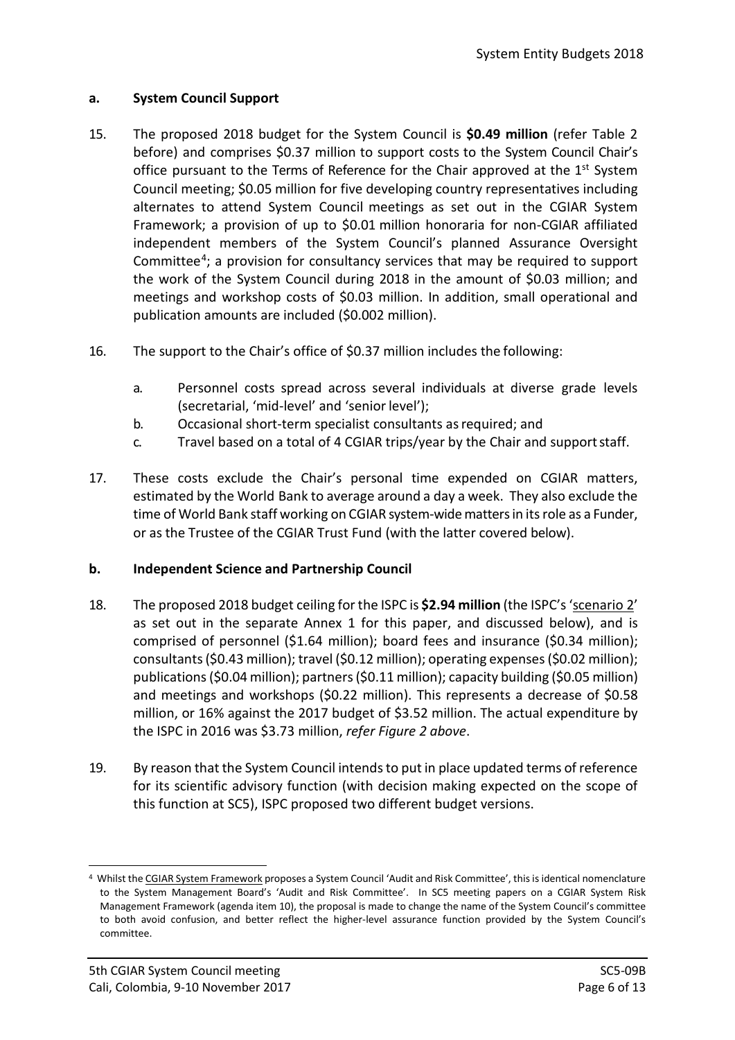### a. System Council Support

15. The proposed 2018 budget for the System Council is **$0.49 million** (refer Table 2 before) and comprises $0.37 million to support costs to the System Council Chair's office pursuant to the Terms of Reference for the Chair approved at the 1st System Council meeting; $0.05 million for five developing country representatives including alternates to attend System Council meetings as set out in the CGIAR System Framework; a provision of up to $0.01 million honoraria for non-CGIAR affiliated independent members of the System Council's planned Assurance Oversight Committee[4]; a provision for consultancy services that may be required to support the work of the System Council during 2018 in the amount of $0.03 million; and meetings and workshop costs of $0.03 million. In addition, small operational and publication amounts are included ($0.002 million).

16. The support to the Chair's office of $0.37 million includes the following:

    a. Personnel costs spread across several individuals at diverse grade levels (secretarial, 'mid-level' and 'senior level');
    b. Occasional short-term specialist consultants as required; and
    c. Travel based on a total of 4 CGIAR trips/year by the Chair and support staff.

17. These costs exclude the Chair's personal time expended on CGIAR matters, estimated by the World Bank to average around a day a week. They also exclude the time of World Bank staff working on CGIAR system-wide matters in its role as a Funder, or as the Trustee of the CGIAR Trust Fund (with the latter covered below).

### b. Independent Science and Partnership Council

18. The proposed 2018 budget ceiling for the ISPC is **$2.94 million** (the ISPC's 'scenario 2' as set out in the separate Annex 1 for this paper, and discussed below), and is comprised of personnel ($1.64 million); board fees and insurance ($0.34 million); consultants ($0.43 million); travel ($0.12 million); operating expenses ($0.02 million); publications ($0.04 million); partners ($0.11 million); capacity building ($0.05 million) and meetings and workshops ($0.22 million). This represents a decrease of $0.58 million, or 16% against the 2017 budget of $3.52 million. The actual expenditure by the ISPC in 2016 was $3.73 million, *refer Figure 2 above*.

19. By reason that the System Council intends to put in place updated terms of reference for its scientific advisory function (with decision making expected on the scope of this function at SC5), ISPC proposed two different budget versions.

---

[4] Whilst the CGIAR System Framework proposes a System Council 'Audit and Risk Committee', this is identical nomenclature to the System Management Board's 'Audit and Risk Committee'. In SC5 meeting papers on a CGIAR System Risk Management Framework (agenda item 10), the proposal is made to change the name of the System Council's committee to both avoid confusion, and better reflect the higher-level assurance function provided by the System Council's committee.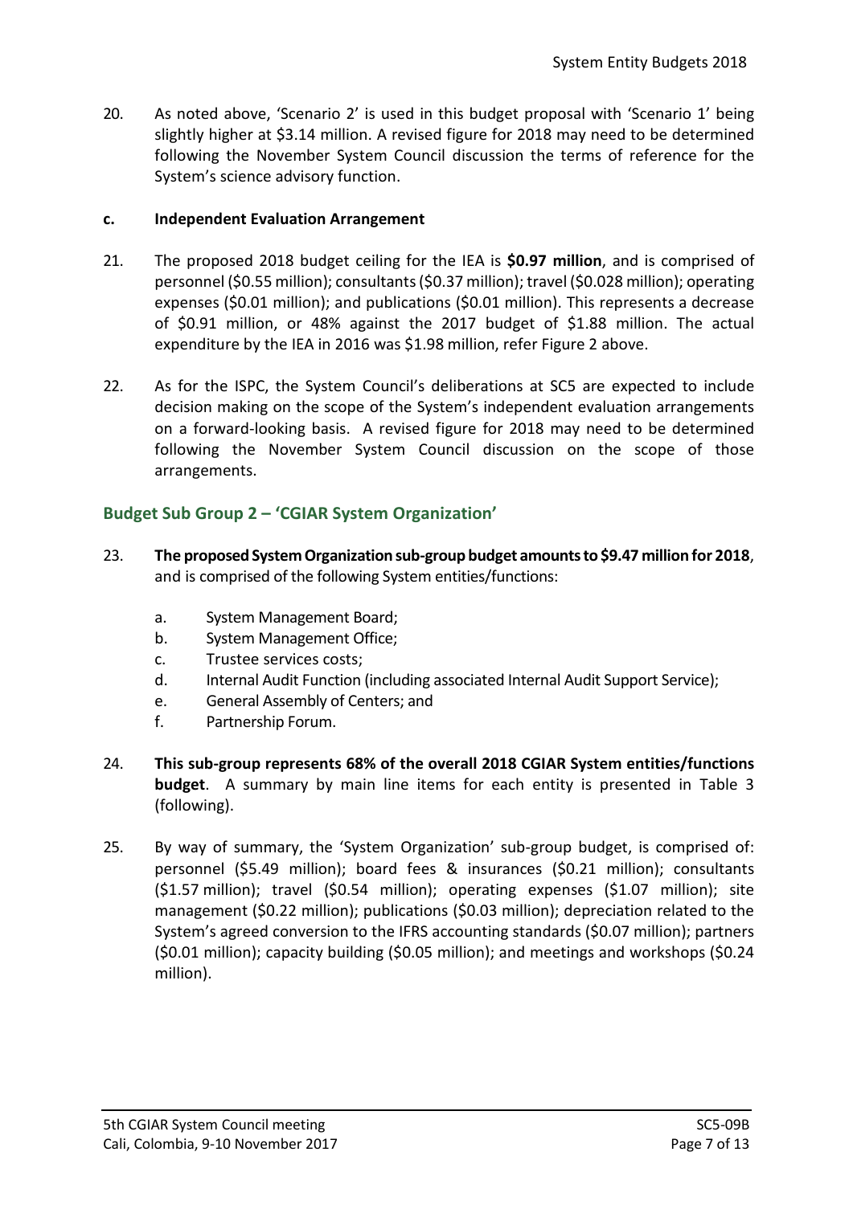20. As noted above, 'Scenario 2' is used in this budget proposal with 'Scenario 1' being slightly higher at $3.14 million. A revised figure for 2018 may need to be determined following the November System Council discussion the terms of reference for the System's science advisory function.

### c. Independent Evaluation Arrangement

21. The proposed 2018 budget ceiling for the IEA is **$0.97 million**, and is comprised of personnel ($0.55 million); consultants ($0.37 million); travel ($0.028 million); operating expenses ($0.01 million); and publications ($0.01 million). This represents a decrease of $0.91 million, or 48% against the 2017 budget of $1.88 million. The actual expenditure by the IEA in 2016 was $1.98 million, refer Figure 2 above.

22. As for the ISPC, the System Council's deliberations at SC5 are expected to include decision making on the scope of the System's independent evaluation arrangements on a forward-looking basis. A revised figure for 2018 may need to be determined following the November System Council discussion on the scope of those arrangements.

## Budget Sub Group 2 – 'CGIAR System Organization'

23. **The proposed System Organization sub-group budget amounts to $9.47 million for 2018**, and is comprised of the following System entities/functions:

    a. System Management Board;
    b. System Management Office;
    c. Trustee services costs;
    d. Internal Audit Function (including associated Internal Audit Support Service);
    e. General Assembly of Centers; and
    f. Partnership Forum.

24. **This sub-group represents 68% of the overall 2018 CGIAR System entities/functions budget**. A summary by main line items for each entity is presented in Table 3 (following).

25. By way of summary, the 'System Organization' sub-group budget, is comprised of: personnel ($5.49 million); board fees & insurances ($0.21 million); consultants ($1.57 million); travel ($0.54 million); operating expenses ($1.07 million); site management ($0.22 million); publications ($0.03 million); depreciation related to the System's agreed conversion to the IFRS accounting standards ($0.07 million); partners ($0.01 million); capacity building ($0.05 million); and meetings and workshops ($0.24 million).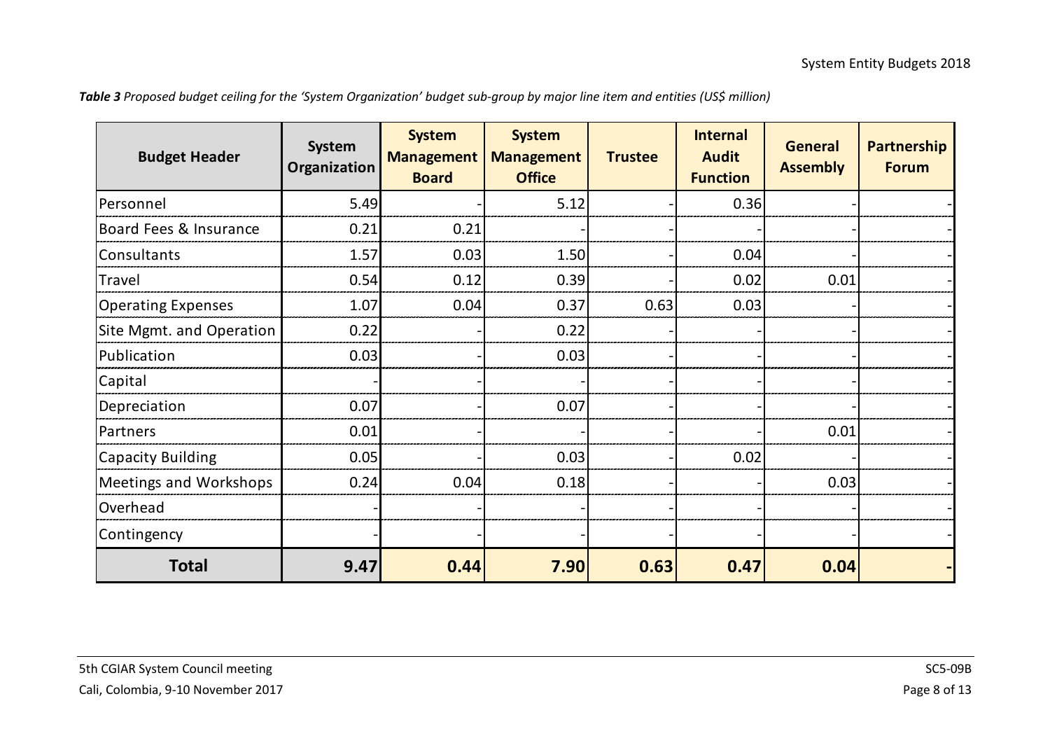***Table 3*** *Proposed budget ceiling for the 'System Organization' budget sub-group by major line item and entities (US$ million)*

| Budget Header | System Organization | System Management Board | System Management Office | Trustee | Internal Audit Function | General Assembly | Partnership Forum |
|---|---|---|---|---|---|---|---|
| Personnel | 5.49 | - | 5.12 | - | 0.36 | - | - |
| Board Fees & Insurance | 0.21 | 0.21 | - | - | - | - | - |
| Consultants | 1.57 | 0.03 | 1.50 | - | 0.04 | - | - |
| Travel | 0.54 | 0.12 | 0.39 | - | 0.02 | 0.01 | - |
| Operating Expenses | 1.07 | 0.04 | 0.37 | 0.63 | 0.03 | - | - |
| Site Mgmt. and Operation | 0.22 | - | 0.22 | - | - | - | - |
| Publication | 0.03 | - | 0.03 | - | - | - | - |
| Capital | - | - | - | - | - | - | - |
| Depreciation | 0.07 | - | 0.07 | - | - | - | - |
| Partners | 0.01 | - | - | - | - | 0.01 | - |
| Capacity Building | 0.05 | - | 0.03 | - | 0.02 | - | - |
| Meetings and Workshops | 0.24 | 0.04 | 0.18 | - | - | 0.03 | - |
| Overhead | - | - | - | - | - | - | - |
| Contingency | - | - | - | - | - | - | - |
| **Total** | **9.47** | **0.44** | **7.90** | **0.63** | **0.47** | **0.04** | **-** |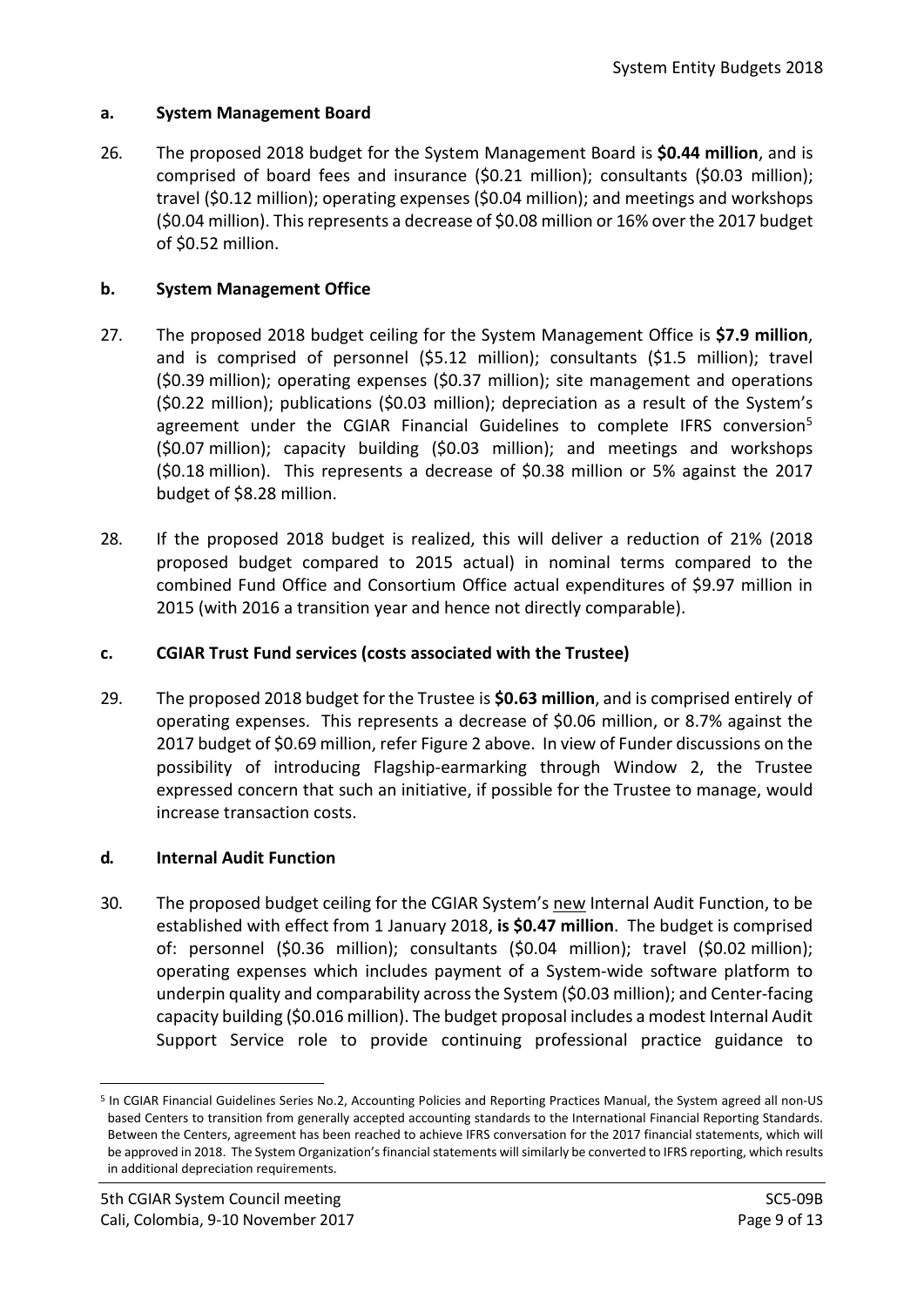### a. System Management Board

26. The proposed 2018 budget for the System Management Board is **$0.44 million**, and is comprised of board fees and insurance ($0.21 million); consultants ($0.03 million); travel ($0.12 million); operating expenses ($0.04 million); and meetings and workshops ($0.04 million). This represents a decrease of $0.08 million or 16% over the 2017 budget of $0.52 million.

### b. System Management Office

27. The proposed 2018 budget ceiling for the System Management Office is **$7.9 million**, and is comprised of personnel ($5.12 million); consultants ($1.5 million); travel ($0.39 million); operating expenses ($0.37 million); site management and operations ($0.22 million); publications ($0.03 million); depreciation as a result of the System's agreement under the CGIAR Financial Guidelines to complete IFRS conversion[5] ($0.07 million); capacity building ($0.03 million); and meetings and workshops ($0.18 million). This represents a decrease of $0.38 million or 5% against the 2017 budget of $8.28 million.

28. If the proposed 2018 budget is realized, this will deliver a reduction of 21% (2018 proposed budget compared to 2015 actual) in nominal terms compared to the combined Fund Office and Consortium Office actual expenditures of $9.97 million in 2015 (with 2016 a transition year and hence not directly comparable).

### c. CGIAR Trust Fund services (costs associated with the Trustee)

29. The proposed 2018 budget for the Trustee is **$0.63 million**, and is comprised entirely of operating expenses. This represents a decrease of $0.06 million, or 8.7% against the 2017 budget of $0.69 million, refer Figure 2 above. In view of Funder discussions on the possibility of introducing Flagship-earmarking through Window 2, the Trustee expressed concern that such an initiative, if possible for the Trustee to manage, would increase transaction costs.

### d. Internal Audit Function

30. The proposed budget ceiling for the CGIAR System's new Internal Audit Function, to be established with effect from 1 January 2018, **is $0.47 million**. The budget is comprised of: personnel ($0.36 million); consultants ($0.04 million); travel ($0.02 million); operating expenses which includes payment of a System-wide software platform to underpin quality and comparability across the System ($0.03 million); and Center-facing capacity building ($0.016 million). The budget proposal includes a modest Internal Audit Support Service role to provide continuing professional practice guidance to

---

[5] In CGIAR Financial Guidelines Series No.2, Accounting Policies and Reporting Practices Manual, the System agreed all non-US based Centers to transition from generally accepted accounting standards to the International Financial Reporting Standards. Between the Centers, agreement has been reached to achieve IFRS conversation for the 2017 financial statements, which will be approved in 2018. The System Organization's financial statements will similarly be converted to IFRS reporting, which results in additional depreciation requirements.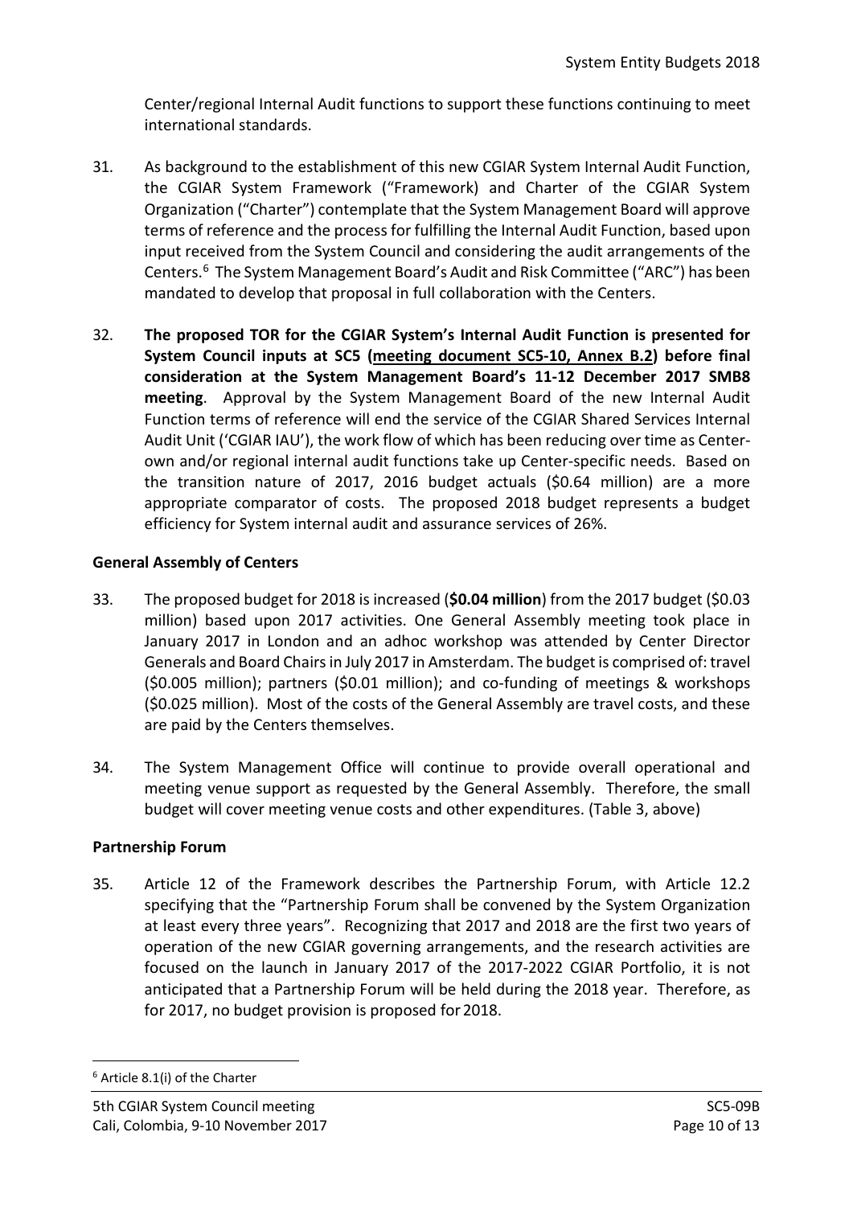Center/regional Internal Audit functions to support these functions continuing to meet international standards.

31. As background to the establishment of this new CGIAR System Internal Audit Function, the CGIAR System Framework ("Framework) and Charter of the CGIAR System Organization ("Charter") contemplate that the System Management Board will approve terms of reference and the process for fulfilling the Internal Audit Function, based upon input received from the System Council and considering the audit arrangements of the Centers.[6] The System Management Board's Audit and Risk Committee ("ARC") has been mandated to develop that proposal in full collaboration with the Centers.

32. **The proposed TOR for the CGIAR System's Internal Audit Function is presented for System Council inputs at SC5 (meeting document SC5-10, Annex B.2) before final consideration at the System Management Board's 11-12 December 2017 SMB8 meeting**. Approval by the System Management Board of the new Internal Audit Function terms of reference will end the service of the CGIAR Shared Services Internal Audit Unit ('CGIAR IAU'), the work flow of which has been reducing over time as Center-own and/or regional internal audit functions take up Center-specific needs. Based on the transition nature of 2017, 2016 budget actuals (\$0.64 million) are a more appropriate comparator of costs. The proposed 2018 budget represents a budget efficiency for System internal audit and assurance services of 26%.

### General Assembly of Centers

33. The proposed budget for 2018 is increased (**\$0.04 million**) from the 2017 budget (\$0.03 million) based upon 2017 activities. One General Assembly meeting took place in January 2017 in London and an adhoc workshop was attended by Center Director Generals and Board Chairs in July 2017 in Amsterdam. The budget is comprised of: travel (\$0.005 million); partners (\$0.01 million); and co-funding of meetings & workshops (\$0.025 million). Most of the costs of the General Assembly are travel costs, and these are paid by the Centers themselves.

34. The System Management Office will continue to provide overall operational and meeting venue support as requested by the General Assembly. Therefore, the small budget will cover meeting venue costs and other expenditures. (Table 3, above)

### Partnership Forum

35. Article 12 of the Framework describes the Partnership Forum, with Article 12.2 specifying that the "Partnership Forum shall be convened by the System Organization at least every three years". Recognizing that 2017 and 2018 are the first two years of operation of the new CGIAR governing arrangements, and the research activities are focused on the launch in January 2017 of the 2017-2022 CGIAR Portfolio, it is not anticipated that a Partnership Forum will be held during the 2018 year. Therefore, as for 2017, no budget provision is proposed for 2018.

---

[6] Article 8.1(i) of the Charter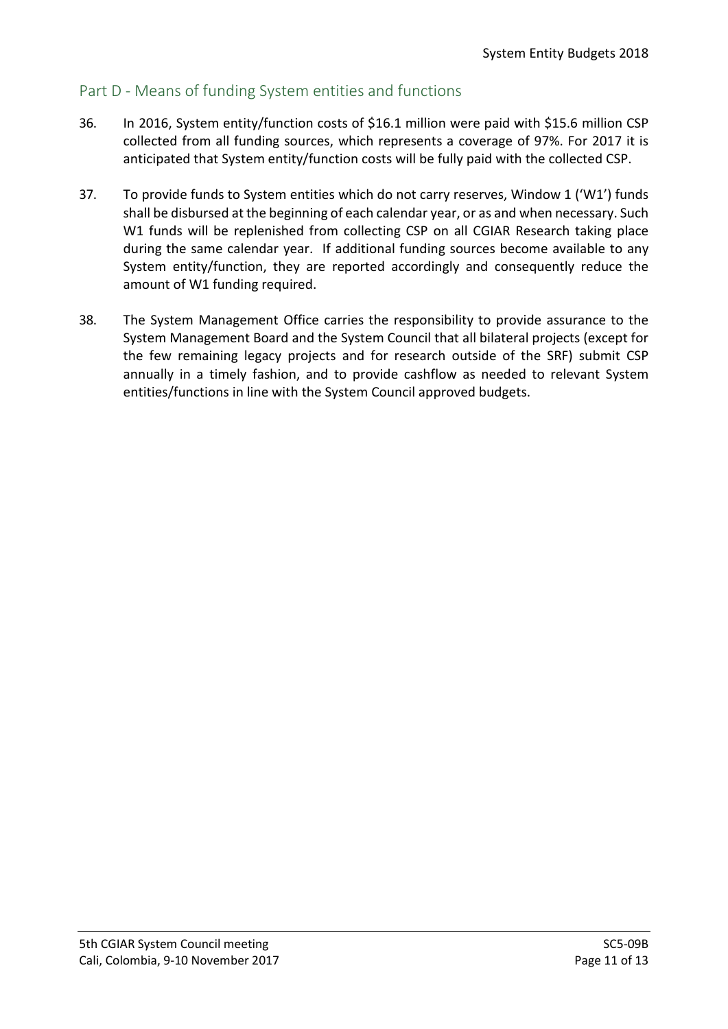## Part D - Means of funding System entities and functions

36. In 2016, System entity/function costs of $16.1 million were paid with $15.6 million CSP collected from all funding sources, which represents a coverage of 97%. For 2017 it is anticipated that System entity/function costs will be fully paid with the collected CSP.

37. To provide funds to System entities which do not carry reserves, Window 1 ('W1') funds shall be disbursed at the beginning of each calendar year, or as and when necessary. Such W1 funds will be replenished from collecting CSP on all CGIAR Research taking place during the same calendar year. If additional funding sources become available to any System entity/function, they are reported accordingly and consequently reduce the amount of W1 funding required.

38. The System Management Office carries the responsibility to provide assurance to the System Management Board and the System Council that all bilateral projects (except for the few remaining legacy projects and for research outside of the SRF) submit CSP annually in a timely fashion, and to provide cashflow as needed to relevant System entities/functions in line with the System Council approved budgets.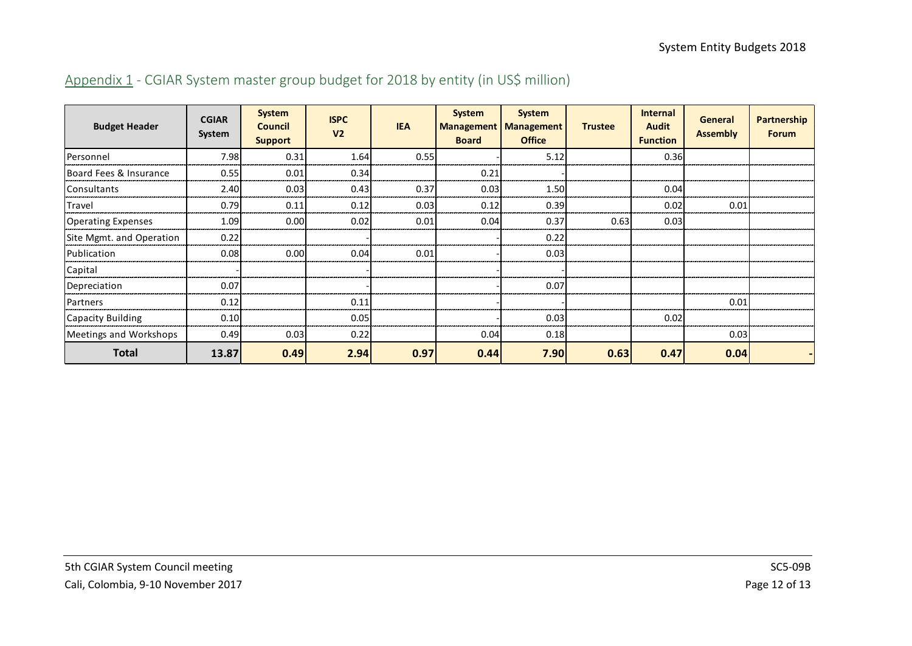## Appendix 1 - CGIAR System master group budget for 2018 by entity (in US$ million)

| Budget Header | CGIAR System | System Council Support | ISPC V2 | IEA | System Management Board | System Management Office | Trustee | Internal Audit Function | General Assembly | Partnership Forum |
|---|---|---|---|---|---|---|---|---|---|---|
| Personnel | 7.98 | 0.31 | 1.64 | 0.55 | - | 5.12 | | 0.36 | | |
| Board Fees & Insurance | 0.55 | 0.01 | 0.34 | | 0.21 | - | | | | |
| Consultants | 2.40 | 0.03 | 0.43 | 0.37 | 0.03 | 1.50 | | 0.04 | | |
| Travel | 0.79 | 0.11 | 0.12 | 0.03 | 0.12 | 0.39 | | 0.02 | 0.01 | |
| Operating Expenses | 1.09 | 0.00 | 0.02 | 0.01 | 0.04 | 0.37 | 0.63 | 0.03 | | |
| Site Mgmt. and Operation | 0.22 | | - | | - | 0.22 | | | | |
| Publication | 0.08 | 0.00 | 0.04 | 0.01 | - | 0.03 | | | | |
| Capital | - | | - | | - | - | | | | |
| Depreciation | 0.07 | | - | | - | 0.07 | | | | |
| Partners | 0.12 | | 0.11 | | - | - | | | 0.01 | |
| Capacity Building | 0.10 | | 0.05 | | - | 0.03 | | 0.02 | | |
| Meetings and Workshops | 0.49 | 0.03 | 0.22 | | 0.04 | 0.18 | | | 0.03 | |
| **Total** | **13.87** | **0.49** | **2.94** | **0.97** | **0.44** | **7.90** | **0.63** | **0.47** | **0.04** | **-** |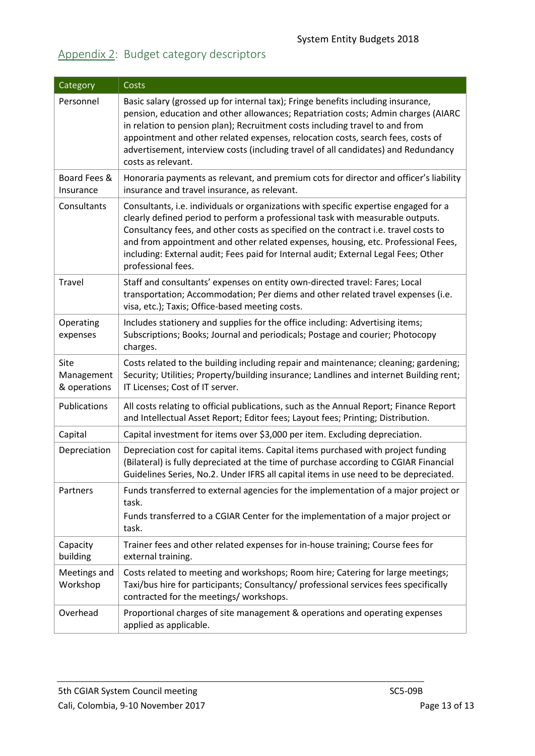## Appendix 2: Budget category descriptors

| Category | Costs |
|---|---|
| Personnel | Basic salary (grossed up for internal tax); Fringe benefits including insurance, pension, education and other allowances; Repatriation costs; Admin charges (AIARC in relation to pension plan); Recruitment costs including travel to and from appointment and other related expenses, relocation costs, search fees, costs of advertisement, interview costs (including travel of all candidates) and Redundancy costs as relevant. |
| Board Fees & Insurance | Honoraria payments as relevant, and premium cots for director and officer's liability insurance and travel insurance, as relevant. |
| Consultants | Consultants, i.e. individuals or organizations with specific expertise engaged for a clearly defined period to perform a professional task with measurable outputs. Consultancy fees, and other costs as specified on the contract i.e. travel costs to and from appointment and other related expenses, housing, etc. Professional Fees, including: External audit; Fees paid for Internal audit; External Legal Fees; Other professional fees. |
| Travel | Staff and consultants' expenses on entity own-directed travel: Fares; Local transportation; Accommodation; Per diems and other related travel expenses (i.e. visa, etc.); Taxis; Office-based meeting costs. |
| Operating expenses | Includes stationery and supplies for the office including: Advertising items; Subscriptions; Books; Journal and periodicals; Postage and courier; Photocopy charges. |
| Site Management & operations | Costs related to the building including repair and maintenance; cleaning; gardening; Security; Utilities; Property/building insurance; Landlines and internet Building rent; IT Licenses; Cost of IT server. |
| Publications | All costs relating to official publications, such as the Annual Report; Finance Report and Intellectual Asset Report; Editor fees; Layout fees; Printing; Distribution. |
| Capital | Capital investment for items over $3,000 per item. Excluding depreciation. |
| Depreciation | Depreciation cost for capital items. Capital items purchased with project funding (Bilateral) is fully depreciated at the time of purchase according to CGIAR Financial Guidelines Series, No.2. Under IFRS all capital items in use need to be depreciated. |
| Partners | Funds transferred to external agencies for the implementation of a major project or task.<br>Funds transferred to a CGIAR Center for the implementation of a major project or task. |
| Capacity building | Trainer fees and other related expenses for in-house training; Course fees for external training. |
| Meetings and Workshop | Costs related to meeting and workshops; Room hire; Catering for large meetings; Taxi/bus hire for participants; Consultancy/ professional services fees specifically contracted for the meetings/ workshops. |
| Overhead | Proportional charges of site management & operations and operating expenses applied as applicable. |